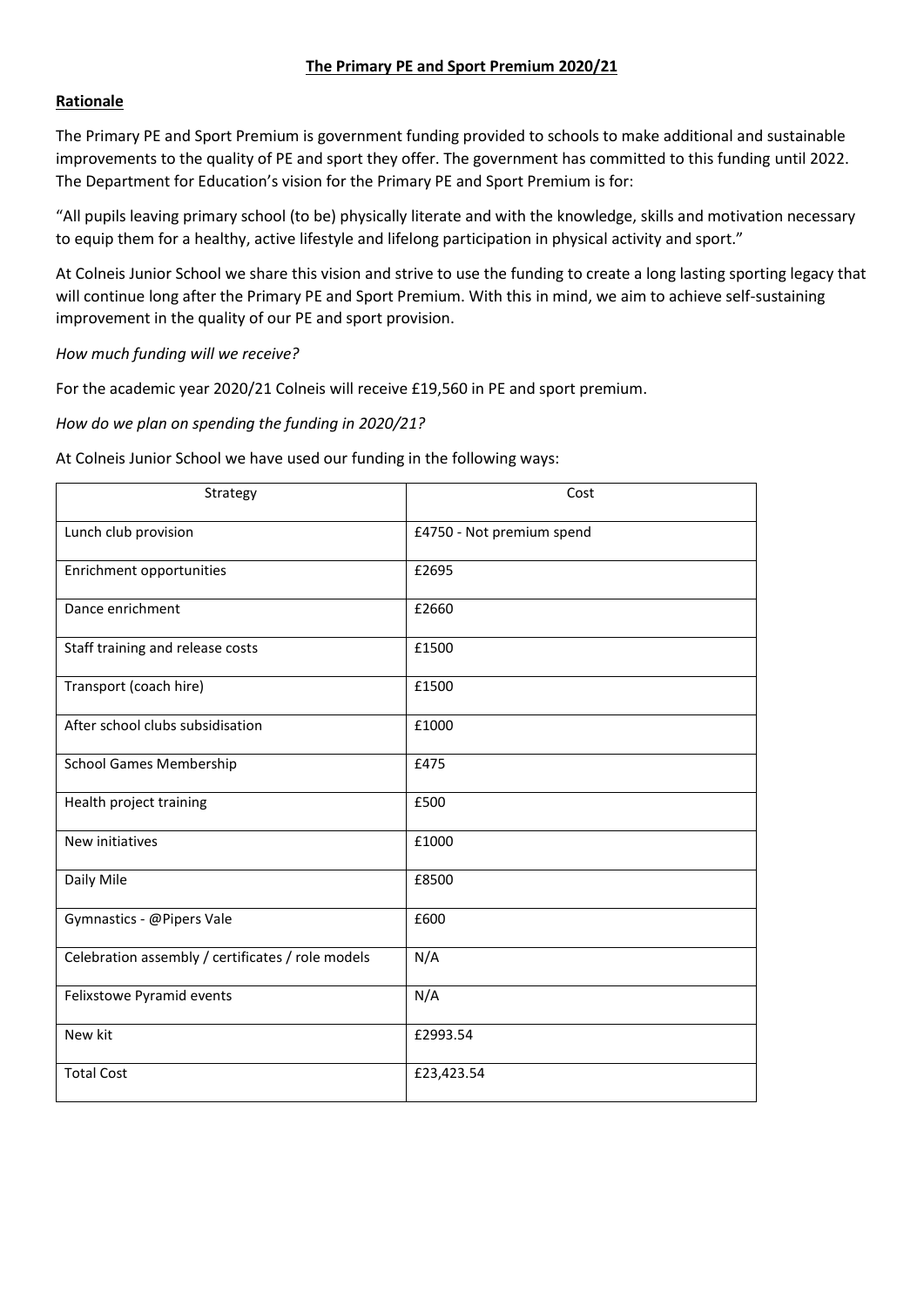# **The Primary PE and Sport Premium 2020/21**

## **Rationale**

The Primary PE and Sport Premium is government funding provided to schools to make additional and sustainable improvements to the quality of PE and sport they offer. The government has committed to this funding until 2022. The Department for Education's vision for the Primary PE and Sport Premium is for:

"All pupils leaving primary school (to be) physically literate and with the knowledge, skills and motivation necessary to equip them for a healthy, active lifestyle and lifelong participation in physical activity and sport."

At Colneis Junior School we share this vision and strive to use the funding to create a long lasting sporting legacy that will continue long after the Primary PE and Sport Premium. With this in mind, we aim to achieve self-sustaining improvement in the quality of our PE and sport provision.

*How much funding will we receive?*

For the academic year 2020/21 Colneis will receive £19,560 in PE and sport premium.

*How do we plan on spending the funding in 2020/21?*

At Colneis Junior School we have used our funding in the following ways:

| Strategy | Cost |
|---|---|
| Lunch club provision | £4750 - Not premium spend |
| Enrichment opportunities | £2695 |
| Dance enrichment | £2660 |
| Staff training and release costs | £1500 |
| Transport (coach hire) | £1500 |
| After school clubs subsidisation | £1000 |
| School Games Membership | £475 |
| Health project training | £500 |
| New initiatives | £1000 |
| Daily Mile | £8500 |
| Gymnastics - @Pipers Vale | £600 |
| Celebration assembly / certificates / role models | N/A |
| Felixstowe Pyramid events | N/A |
| New kit | £2993.54 |
| Total Cost | £23,423.54 |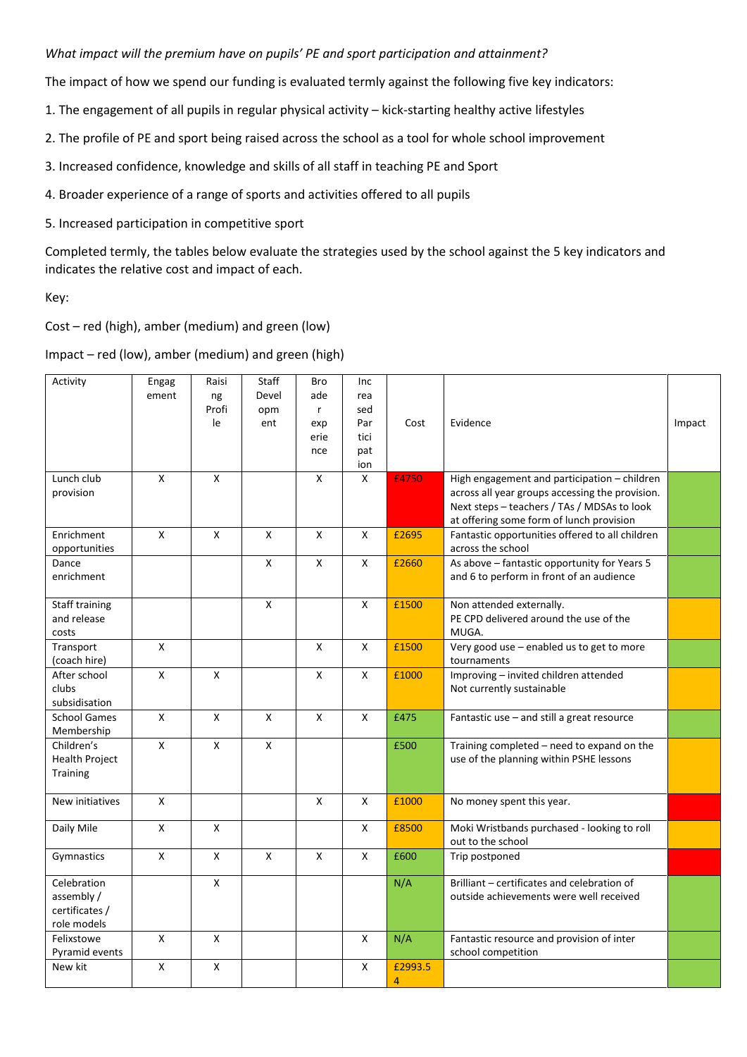*What impact will the premium have on pupils' PE and sport participation and attainment?*

The impact of how we spend our funding is evaluated termly against the following five key indicators:

1. The engagement of all pupils in regular physical activity – kick-starting healthy active lifestyles

2. The profile of PE and sport being raised across the school as a tool for whole school improvement

3. Increased confidence, knowledge and skills of all staff in teaching PE and Sport

4. Broader experience of a range of sports and activities offered to all pupils

5. Increased participation in competitive sport

Completed termly, the tables below evaluate the strategies used by the school against the 5 key indicators and indicates the relative cost and impact of each.

Key:

Cost – red (high), amber (medium) and green (low)

Impact – red (low), amber (medium) and green (high)

| Activity | Engagement | Raising Profile | Staff Development | Broader experience | Increased Participation | Cost | Evidence | Impact |
|---|---|---|---|---|---|---|---|---|
| Lunch club provision | X | X | | X | X | £4750 | High engagement and participation – children across all year groups accessing the provision. Next steps – teachers / TAs / MDSAs to look at offering some form of lunch provision | |
| Enrichment opportunities | X | X | X | X | X | £2695 | Fantastic opportunities offered to all children across the school | |
| Dance enrichment | | | X | X | X | £2660 | As above – fantastic opportunity for Years 5 and 6 to perform in front of an audience | |
| Staff training and release costs | | | X | | X | £1500 | Non attended externally.<br>PE CPD delivered around the use of the MUGA. | |
| Transport (coach hire) | X | | | X | X | £1500 | Very good use – enabled us to get to more tournaments | |
| After school clubs subsidisation | X | X | | X | X | £1000 | Improving – invited children attended<br>Not currently sustainable | |
| School Games Membership | X | X | X | X | X | £475 | Fantastic use – and still a great resource | |
| Children's Health Project Training | X | X | X | | | £500 | Training completed – need to expand on the use of the planning within PSHE lessons | |
| New initiatives | X | | | X | X | £1000 | No money spent this year. | |
| Daily Mile | X | X | | | X | £8500 | Moki Wristbands purchased - looking to roll out to the school | |
| Gymnastics | X | X | X | X | X | £600 | Trip postponed | |
| Celebration assembly / certificates / role models | | X | | | | N/A | Brilliant – certificates and celebration of outside achievements were well received | |
| Felixstowe Pyramid events | X | X | | | X | N/A | Fantastic resource and provision of inter school competition | |
| New kit | X | X | | | X | £2993.54 | | |